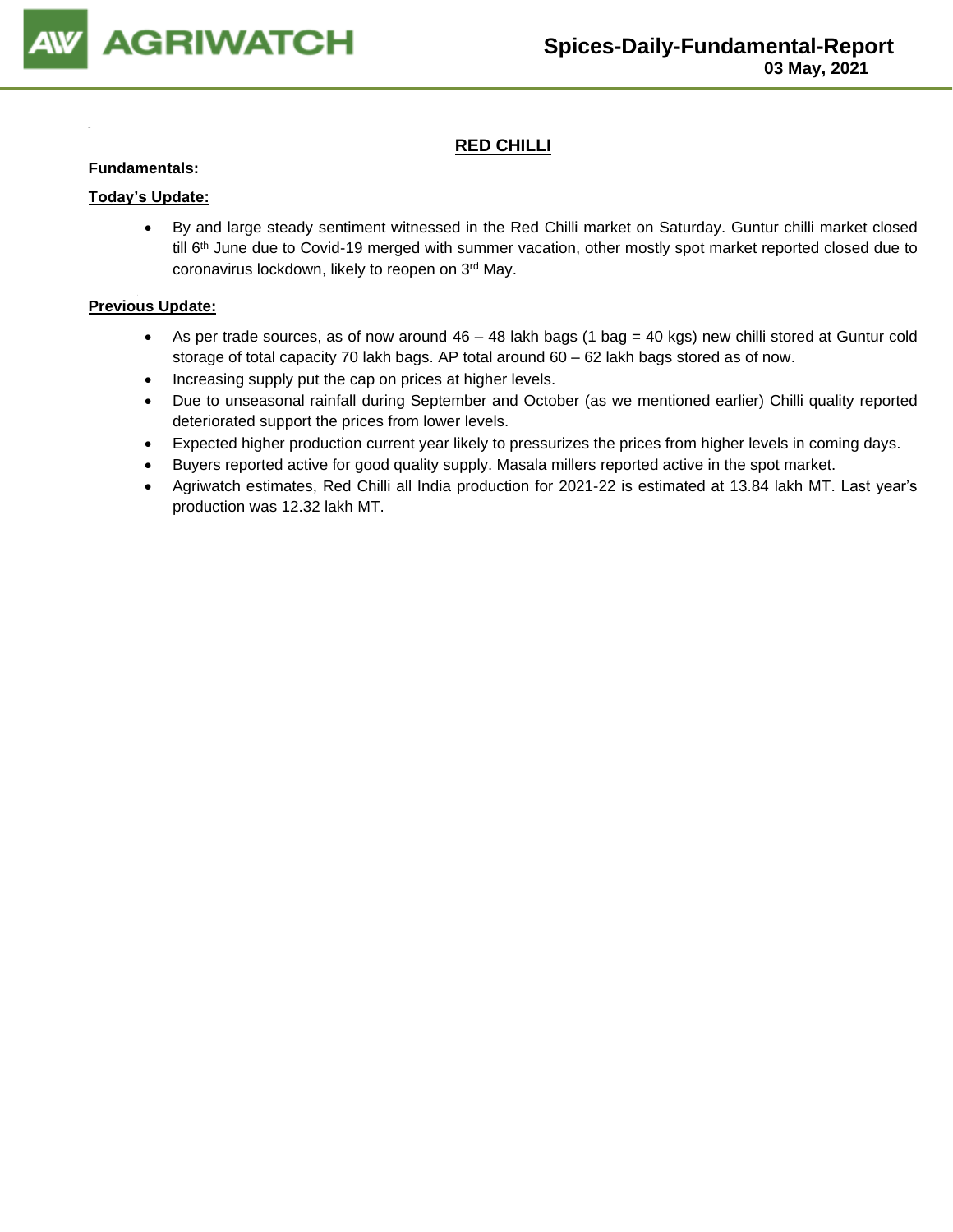# RED CHILLI

**Fundamentals:**

**Today's Update:**

- By and large steady sentiment witnessed in the Red Chilli market on Saturday. Guntur chilli market closed till 6th June due to Covid-19 merged with summer vacation, other mostly spot market reported closed due to coronavirus lockdown, likely to reopen on 3rd May.

**Previous Update:**

- As per trade sources, as of now around 46 – 48 lakh bags (1 bag = 40 kgs) new chilli stored at Guntur cold storage of total capacity 70 lakh bags. AP total around 60 – 62 lakh bags stored as of now.
- Increasing supply put the cap on prices at higher levels.
- Due to unseasonal rainfall during September and October (as we mentioned earlier) Chilli quality reported deteriorated support the prices from lower levels.
- Expected higher production current year likely to pressurizes the prices from higher levels in coming days.
- Buyers reported active for good quality supply. Masala millers reported active in the spot market.
- Agriwatch estimates, Red Chilli all India production for 2021-22 is estimated at 13.84 lakh MT. Last year's production was 12.32 lakh MT.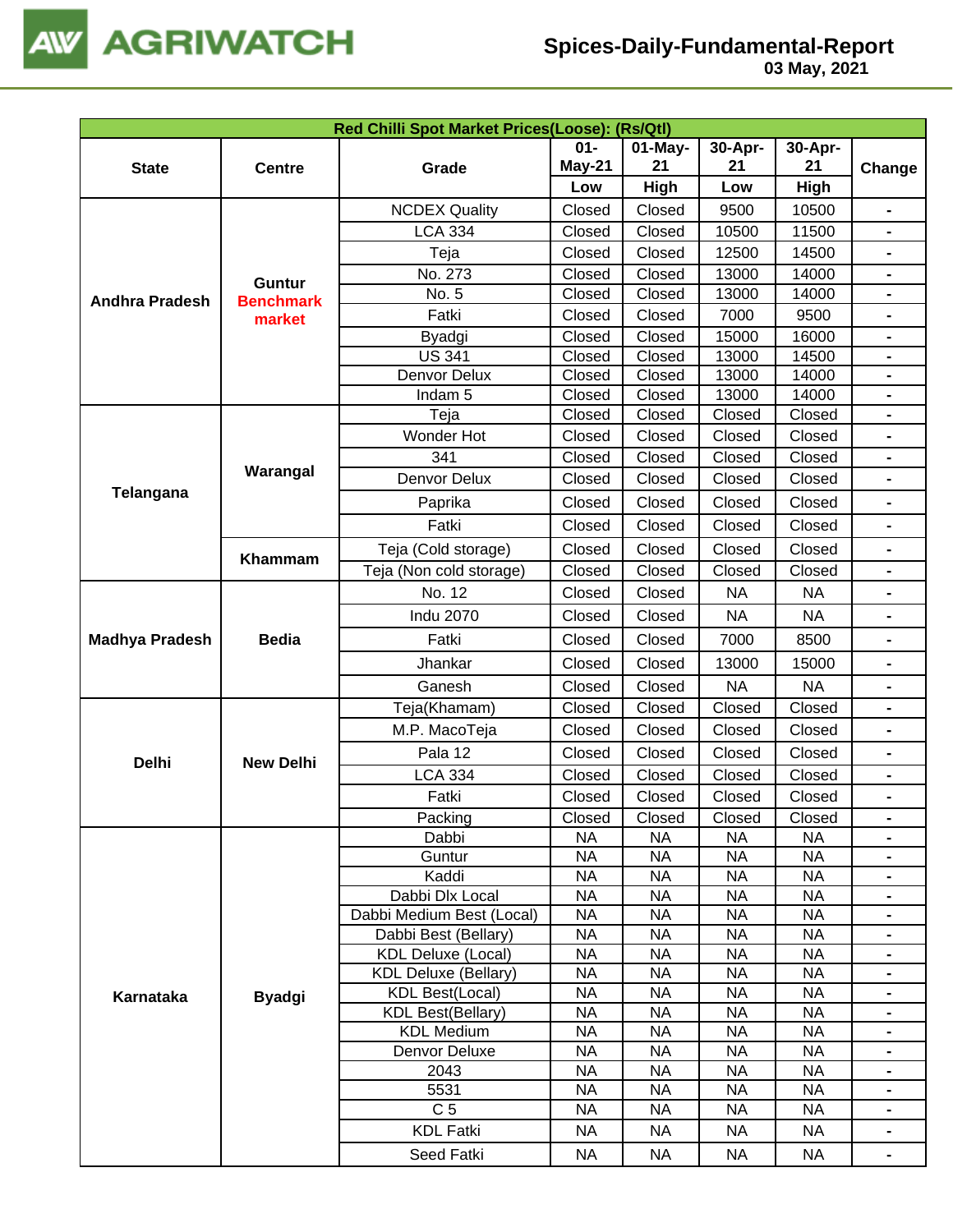| Red Chilli Spot Market Prices(Loose): (Rs/Qtl) | | | | | | | |
|---|---|---|---|---|---|---|---|
| State | Centre | Grade | 01-May-21 | 01-May-21 | 30-Apr-21 | 30-Apr-21 | Change |
| | | | Low | High | Low | High | |
| Andhra Pradesh | Guntur Benchmark market | NCDEX Quality | Closed | Closed | 9500 | 10500 | - |
| | | LCA 334 | Closed | Closed | 10500 | 11500 | - |
| | | Teja | Closed | Closed | 12500 | 14500 | - |
| | | No. 273 | Closed | Closed | 13000 | 14000 | - |
| | | No. 5 | Closed | Closed | 13000 | 14000 | - |
| | | Fatki | Closed | Closed | 7000 | 9500 | - |
| | | Byadgi | Closed | Closed | 15000 | 16000 | - |
| | | US 341 | Closed | Closed | 13000 | 14500 | - |
| | | Denvor Delux | Closed | Closed | 13000 | 14000 | - |
| | | Indam 5 | Closed | Closed | 13000 | 14000 | - |
| Telangana | Warangal | Teja | Closed | Closed | Closed | Closed | - |
| | | Wonder Hot | Closed | Closed | Closed | Closed | - |
| | | 341 | Closed | Closed | Closed | Closed | - |
| | | Denvor Delux | Closed | Closed | Closed | Closed | - |
| | | Paprika | Closed | Closed | Closed | Closed | - |
| | | Fatki | Closed | Closed | Closed | Closed | - |
| | Khammam | Teja (Cold storage) | Closed | Closed | Closed | Closed | - |
| | | Teja (Non cold storage) | Closed | Closed | Closed | Closed | - |
| Madhya Pradesh | Bedia | No. 12 | Closed | Closed | NA | NA | - |
| | | Indu 2070 | Closed | Closed | NA | NA | - |
| | | Fatki | Closed | Closed | 7000 | 8500 | - |
| | | Jhankar | Closed | Closed | 13000 | 15000 | - |
| | | Ganesh | Closed | Closed | NA | NA | - |
| Delhi | New Delhi | Teja(Khamam) | Closed | Closed | Closed | Closed | - |
| | | M.P. MacoTeja | Closed | Closed | Closed | Closed | - |
| | | Pala 12 | Closed | Closed | Closed | Closed | - |
| | | LCA 334 | Closed | Closed | Closed | Closed | - |
| | | Fatki | Closed | Closed | Closed | Closed | - |
| | | Packing | Closed | Closed | Closed | Closed | - |
| Karnataka | Byadgi | Dabbi | NA | NA | NA | NA | - |
| | | Guntur | NA | NA | NA | NA | - |
| | | Kaddi | NA | NA | NA | NA | - |
| | | Dabbi Dlx Local | NA | NA | NA | NA | - |
| | | Dabbi Medium Best (Local) | NA | NA | NA | NA | - |
| | | Dabbi Best (Bellary) | NA | NA | NA | NA | - |
| | | KDL Deluxe (Local) | NA | NA | NA | NA | - |
| | | KDL Deluxe (Bellary) | NA | NA | NA | NA | - |
| | | KDL Best(Local) | NA | NA | NA | NA | - |
| | | KDL Best(Bellary) | NA | NA | NA | NA | - |
| | | KDL Medium | NA | NA | NA | NA | - |
| | | Denvor Deluxe | NA | NA | NA | NA | - |
| | | 2043 | NA | NA | NA | NA | - |
| | | 5531 | NA | NA | NA | NA | - |
| | | C 5 | NA | NA | NA | NA | - |
| | | KDL Fatki | NA | NA | NA | NA | - |
| | | Seed Fatki | NA | NA | NA | NA | - |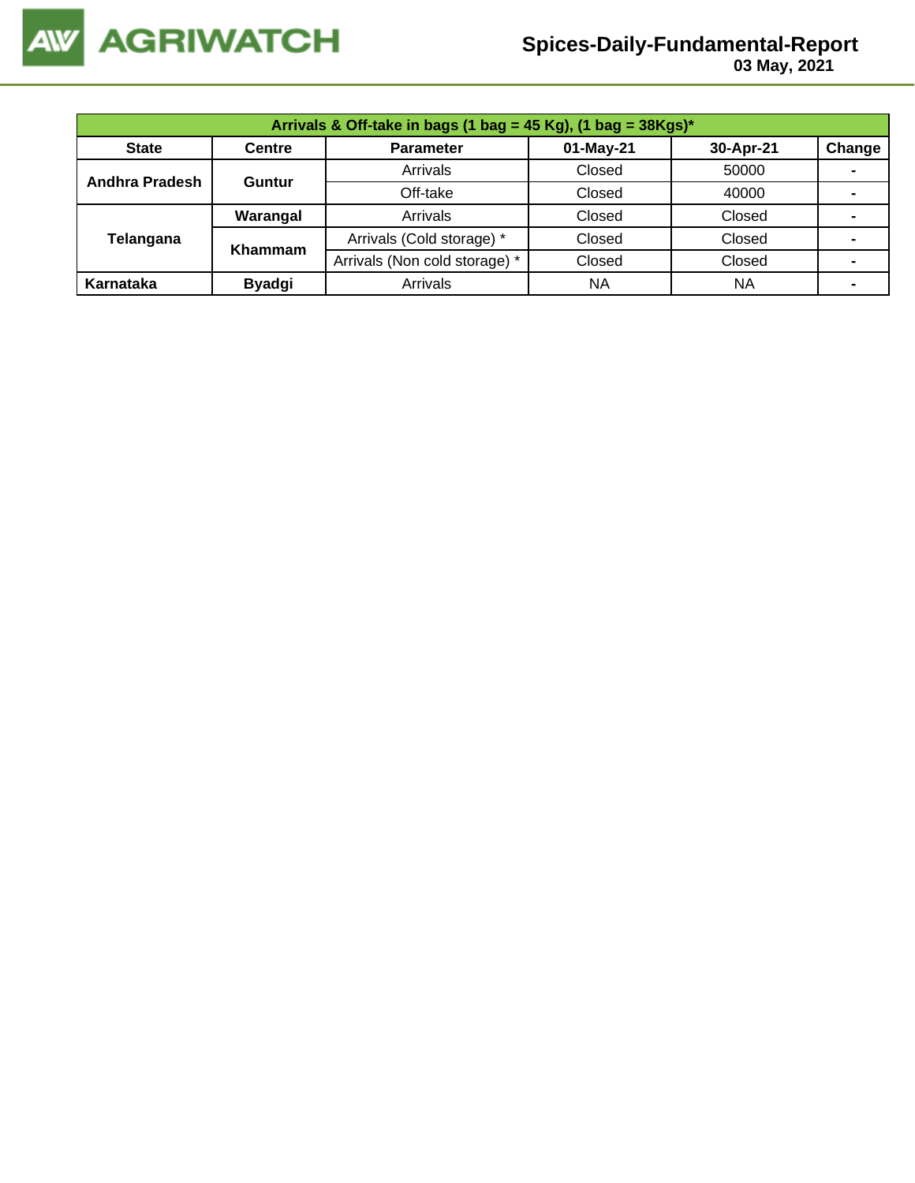| Arrivals & Off-take in bags (1 bag = 45 Kg), (1 bag = 38Kgs)* | | | | | |
|---|---|---|---|---|---|
| **State** | **Centre** | **Parameter** | **01-May-21** | **30-Apr-21** | **Change** |
| **Andhra Pradesh** | **Guntur** | Arrivals | Closed | 50000 | - |
| | | Off-take | Closed | 40000 | - |
| **Telangana** | **Warangal** | Arrivals | Closed | Closed | - |
| | **Khammam** | Arrivals (Cold storage) * | Closed | Closed | - |
| | | Arrivals (Non cold storage) * | Closed | Closed | - |
| **Karnataka** | **Byadgi** | Arrivals | NA | NA | - |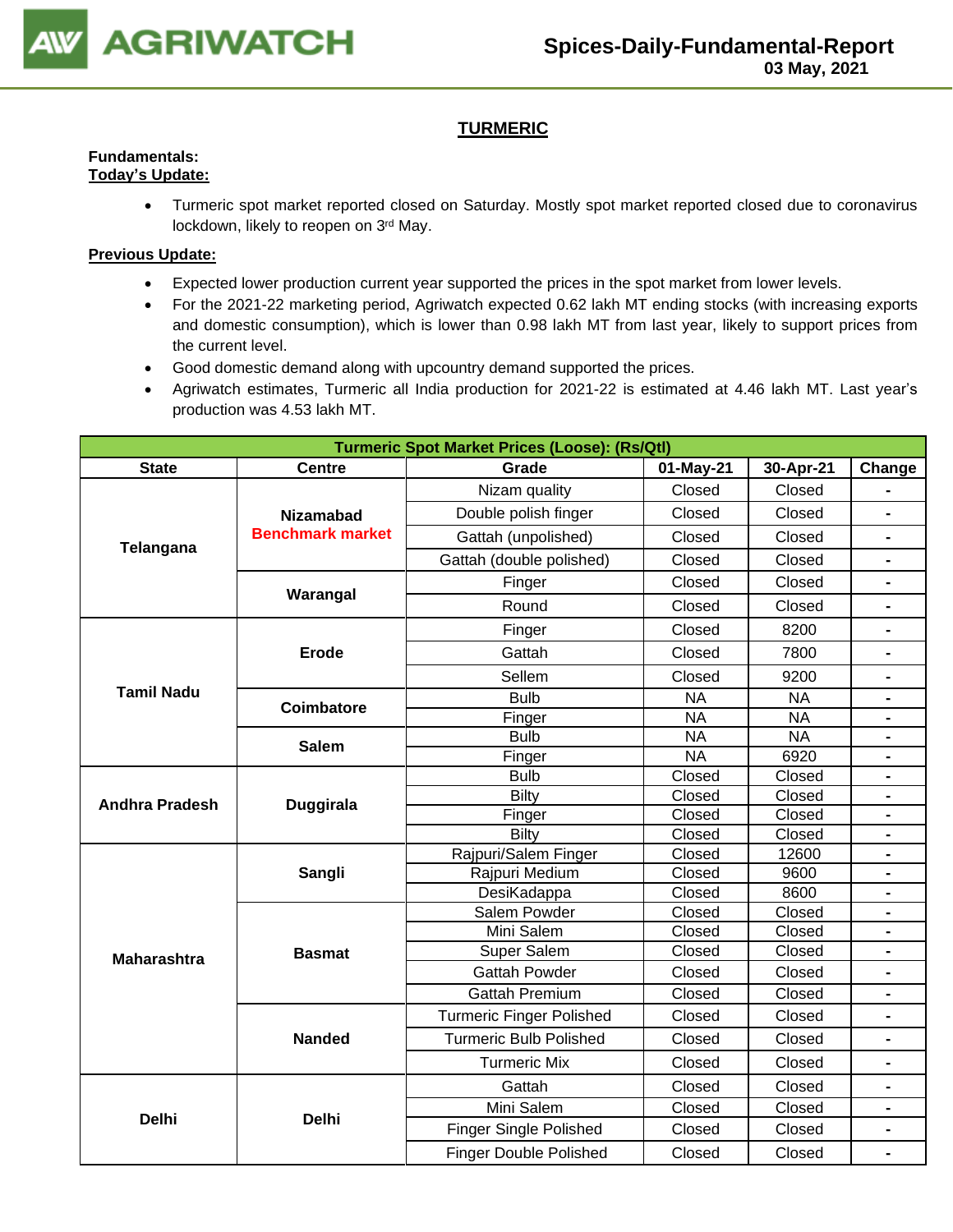# TURMERIC

**Fundamentals:**

**Today's Update:**

- Turmeric spot market reported closed on Saturday. Mostly spot market reported closed due to coronavirus lockdown, likely to reopen on 3rd May.

**Previous Update:**

- Expected lower production current year supported the prices in the spot market from lower levels.
- For the 2021-22 marketing period, Agriwatch expected 0.62 lakh MT ending stocks (with increasing exports and domestic consumption), which is lower than 0.98 lakh MT from last year, likely to support prices from the current level.
- Good domestic demand along with upcountry demand supported the prices.
- Agriwatch estimates, Turmeric all India production for 2021-22 is estimated at 4.46 lakh MT. Last year's production was 4.53 lakh MT.

| Turmeric Spot Market Prices (Loose): (Rs/Qtl) | | | | | |
|---|---|---|---|---|---|
| State | Centre | Grade | 01-May-21 | 30-Apr-21 | Change |
| Telangana | Nizamabad Benchmark market | Nizam quality | Closed | Closed | - |
| | | Double polish finger | Closed | Closed | - |
| | | Gattah (unpolished) | Closed | Closed | - |
| | | Gattah (double polished) | Closed | Closed | - |
| | Warangal | Finger | Closed | Closed | - |
| | | Round | Closed | Closed | - |
| Tamil Nadu | Erode | Finger | Closed | 8200 | - |
| | | Gattah | Closed | 7800 | - |
| | | Sellem | Closed | 9200 | - |
| | Coimbatore | Bulb | NA | NA | - |
| | | Finger | NA | NA | - |
| | Salem | Bulb | NA | NA | - |
| | | Finger | NA | 6920 | - |
| Andhra Pradesh | Duggirala | Bulb | Closed | Closed | - |
| | | Bilty | Closed | Closed | - |
| | | Finger | Closed | Closed | - |
| | | Bilty | Closed | Closed | - |
| Maharashtra | Sangli | Rajpuri/Salem Finger | Closed | 12600 | - |
| | | Rajpuri Medium | Closed | 9600 | - |
| | | DesiKadappa | Closed | 8600 | - |
| | Basmat | Salem Powder | Closed | Closed | - |
| | | Mini Salem | Closed | Closed | - |
| | | Super Salem | Closed | Closed | - |
| | | Gattah Powder | Closed | Closed | - |
| | | Gattah Premium | Closed | Closed | - |
| | Nanded | Turmeric Finger Polished | Closed | Closed | - |
| | | Turmeric Bulb Polished | Closed | Closed | - |
| | | Turmeric Mix | Closed | Closed | - |
| Delhi | Delhi | Gattah | Closed | Closed | - |
| | | Mini Salem | Closed | Closed | - |
| | | Finger Single Polished | Closed | Closed | - |
| | | Finger Double Polished | Closed | Closed | - |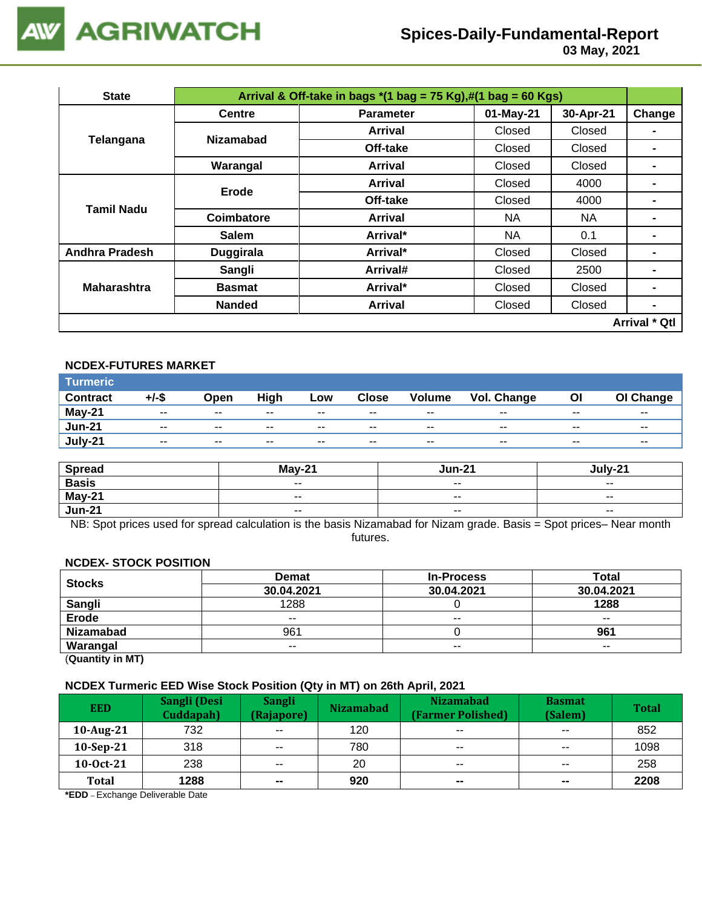| State | Arrival & Off-take in bags *(1 bag = 75 Kg),#(1 bag = 60 Kgs) | | | | |
|---|---|---|---|---|---|
| | Centre | Parameter | 01-May-21 | 30-Apr-21 | Change |
| Telangana | Nizamabad | Arrival | Closed | Closed | - |
| | | Off-take | Closed | Closed | - |
| | Warangal | Arrival | Closed | Closed | - |
| Tamil Nadu | Erode | Arrival | Closed | 4000 | - |
| | | Off-take | Closed | 4000 | - |
| | Coimbatore | Arrival | NA | NA | - |
| | Salem | Arrival* | NA | 0.1 | - |
| Andhra Pradesh | Duggirala | Arrival* | Closed | Closed | - |
| Maharashtra | Sangli | Arrival# | Closed | 2500 | - |
| | Basmat | Arrival* | Closed | Closed | - |
| | Nanded | Arrival | Closed | Closed | - |
| | | | | | Arrival * Qtl |

### NCDEX-FUTURES MARKET

| Turmeric | | | | | | | | | |
|---|---|---|---|---|---|---|---|---|---|
| Contract | +/-$ | Open | High | Low | Close | Volume | Vol. Change | OI | OI Change |
| May-21 | -- | -- | -- | -- | -- | -- | -- | -- | -- |
| Jun-21 | -- | -- | -- | -- | -- | -- | -- | -- | -- |
| July-21 | -- | -- | -- | -- | -- | -- | -- | -- | -- |

| Spread | May-21 | Jun-21 | July-21 |
|---|---|---|---|
| Basis | -- | -- | -- |
| May-21 | -- | -- | -- |
| Jun-21 | -- | -- | -- |

NB: Spot prices used for spread calculation is the basis Nizamabad for Nizam grade. Basis = Spot prices– Near month futures.

### NCDEX- STOCK POSITION

| Stocks | Demat | In-Process | Total |
|---|---|---|---|
| | 30.04.2021 | 30.04.2021 | 30.04.2021 |
| Sangli | 1288 | 0 | **1288** |
| Erode | -- | -- | -- |
| Nizamabad | 961 | 0 | **961** |
| Warangal | -- | -- | -- |

(**Quantity in MT)**

### NCDEX Turmeric EED Wise Stock Position (Qty in MT) on 26th April, 2021

| EED | Sangli (Desi Cuddapah) | Sangli (Rajapore) | Nizamabad | Nizamabad (Farmer Polished) | Basmat (Salem) | Total |
|---|---|---|---|---|---|---|
| 10-Aug-21 | 732 | -- | 120 | -- | -- | 852 |
| 10-Sep-21 | 318 | -- | 780 | -- | -- | 1098 |
| 10-Oct-21 | 238 | -- | 20 | -- | -- | 258 |
| **Total** | **1288** | **--** | **920** | **--** | **--** | **2208** |

***EDD** – Exchange Deliverable Date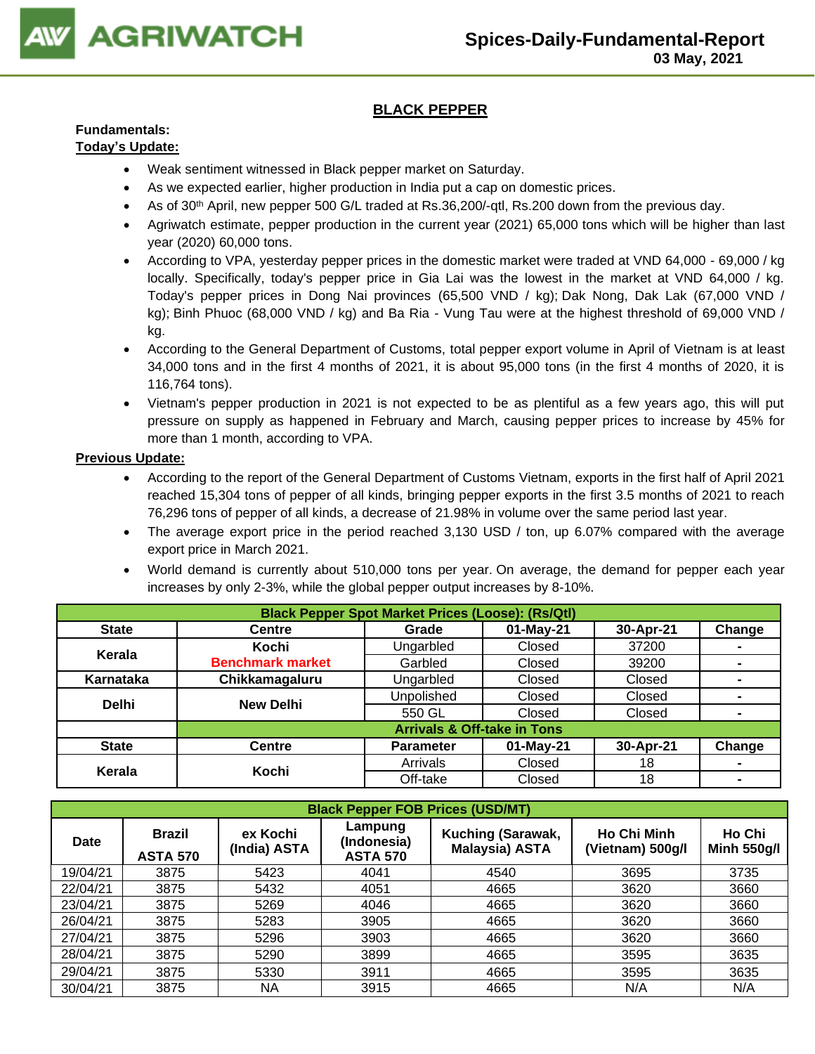# BLACK PEPPER

**Fundamentals:**

**Today's Update:**

- Weak sentiment witnessed in Black pepper market on Saturday.
- As we expected earlier, higher production in India put a cap on domestic prices.
- As of 30th April, new pepper 500 G/L traded at Rs.36,200/-qtl, Rs.200 down from the previous day.
- Agriwatch estimate, pepper production in the current year (2021) 65,000 tons which will be higher than last year (2020) 60,000 tons.
- According to VPA, yesterday pepper prices in the domestic market were traded at VND 64,000 - 69,000 / kg locally. Specifically, today's pepper price in Gia Lai was the lowest in the market at VND 64,000 / kg. Today's pepper prices in Dong Nai provinces (65,500 VND / kg); Dak Nong, Dak Lak (67,000 VND / kg); Binh Phuoc (68,000 VND / kg) and Ba Ria - Vung Tau were at the highest threshold of 69,000 VND / kg.
- According to the General Department of Customs, total pepper export volume in April of Vietnam is at least 34,000 tons and in the first 4 months of 2021, it is about 95,000 tons (in the first 4 months of 2020, it is 116,764 tons).
- Vietnam's pepper production in 2021 is not expected to be as plentiful as a few years ago, this will put pressure on supply as happened in February and March, causing pepper prices to increase by 45% for more than 1 month, according to VPA.

**Previous Update:**

- According to the report of the General Department of Customs Vietnam, exports in the first half of April 2021 reached 15,304 tons of pepper of all kinds, bringing pepper exports in the first 3.5 months of 2021 to reach 76,296 tons of pepper of all kinds, a decrease of 21.98% in volume over the same period last year.
- The average export price in the period reached 3,130 USD / ton, up 6.07% compared with the average export price in March 2021.
- World demand is currently about 510,000 tons per year. On average, the demand for pepper each year increases by only 2-3%, while the global pepper output increases by 8-10%.

| Black Pepper Spot Market Prices (Loose): (Rs/Qtl) | | | | | |
|---|---|---|---|---|---|
| **State** | **Centre** | **Grade** | **01-May-21** | **30-Apr-21** | **Change** |
| Kerala | Kochi Benchmark market | Ungarbled | Closed | 37200 | - |
| | | Garbled | Closed | 39200 | - |
| Karnataka | Chikkamagaluru | Ungarbled | Closed | Closed | - |
| Delhi | New Delhi | Unpolished | Closed | Closed | - |
| | | 550 GL | Closed | Closed | - |
| | **Arrivals & Off-take in Tons** | | | | |
| **State** | **Centre** | **Parameter** | **01-May-21** | **30-Apr-21** | **Change** |
| Kerala | Kochi | Arrivals | Closed | 18 | - |
| | | Off-take | Closed | 18 | - |

| Black Pepper FOB Prices (USD/MT) | | | | | | |
|---|---|---|---|---|---|---|
| **Date** | **Brazil ASTA 570** | **ex Kochi (India) ASTA** | **Lampung (Indonesia) ASTA 570** | **Kuching (Sarawak, Malaysia) ASTA** | **Ho Chi Minh (Vietnam) 500g/l** | **Ho Chi Minh 550g/l** |
| 19/04/21 | 3875 | 5423 | 4041 | 4540 | 3695 | 3735 |
| 22/04/21 | 3875 | 5432 | 4051 | 4665 | 3620 | 3660 |
| 23/04/21 | 3875 | 5269 | 4046 | 4665 | 3620 | 3660 |
| 26/04/21 | 3875 | 5283 | 3905 | 4665 | 3620 | 3660 |
| 27/04/21 | 3875 | 5296 | 3903 | 4665 | 3620 | 3660 |
| 28/04/21 | 3875 | 5290 | 3899 | 4665 | 3595 | 3635 |
| 29/04/21 | 3875 | 5330 | 3911 | 4665 | 3595 | 3635 |
| 30/04/21 | 3875 | NA | 3915 | 4665 | N/A | N/A |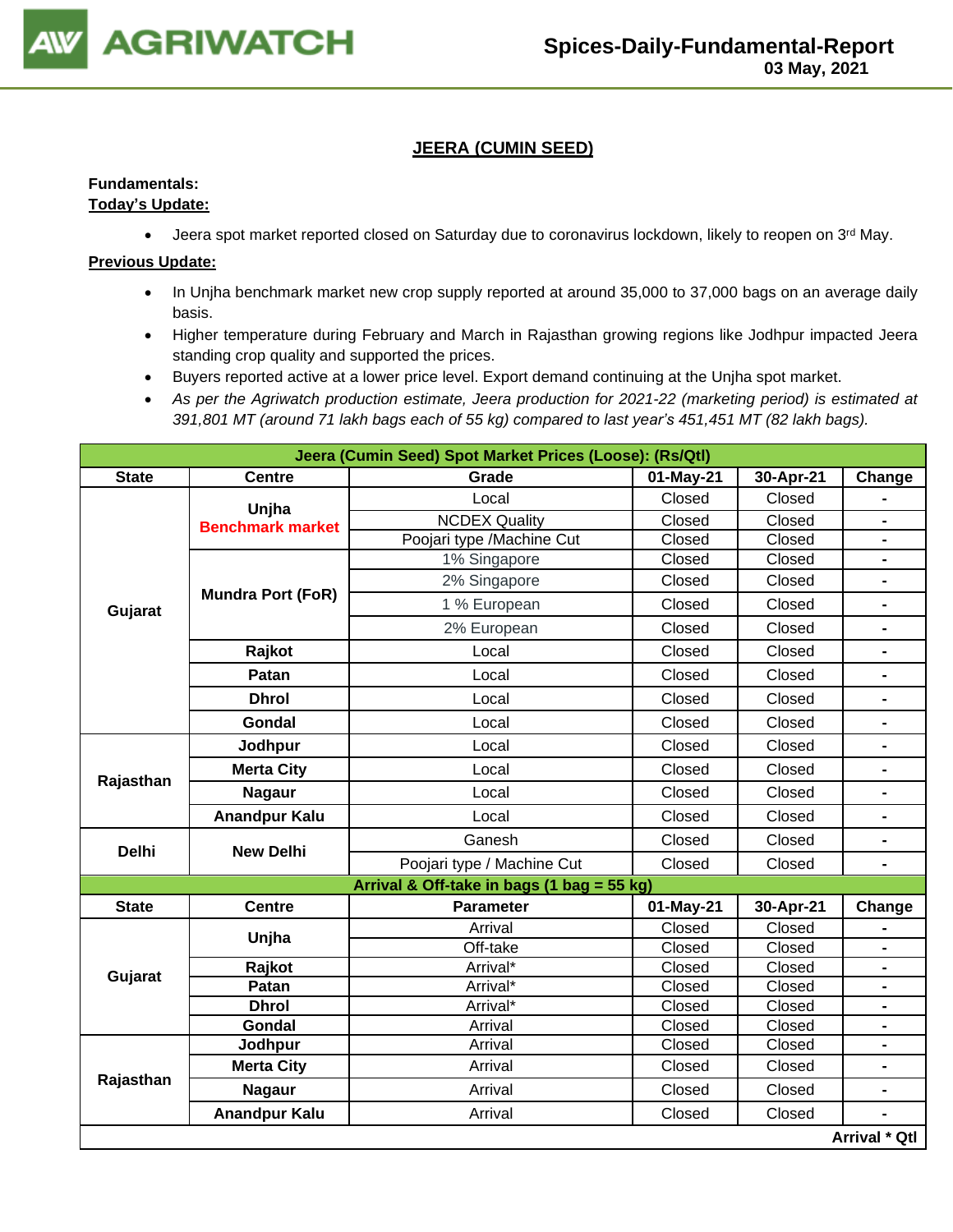## JEERA (CUMIN SEED)

**Fundamentals:**

**Today's Update:**

- Jeera spot market reported closed on Saturday due to coronavirus lockdown, likely to reopen on 3rd May.

**Previous Update:**

- In Unjha benchmark market new crop supply reported at around 35,000 to 37,000 bags on an average daily basis.
- Higher temperature during February and March in Rajasthan growing regions like Jodhpur impacted Jeera standing crop quality and supported the prices.
- Buyers reported active at a lower price level. Export demand continuing at the Unjha spot market.
- *As per the Agriwatch production estimate, Jeera production for 2021-22 (marketing period) is estimated at 391,801 MT (around 71 lakh bags each of 55 kg) compared to last year's 451,451 MT (82 lakh bags).*

| Jeera (Cumin Seed) Spot Market Prices (Loose): (Rs/Qtl) | | | | | |
|---|---|---|---|---|---|
| **State** | **Centre** | **Grade** | **01-May-21** | **30-Apr-21** | **Change** |
| Gujarat | Unjha Benchmark market | Local | Closed | Closed | - |
| | | NCDEX Quality | Closed | Closed | - |
| | | Poojari type /Machine Cut | Closed | Closed | - |
| | Mundra Port (FoR) | 1% Singapore | Closed | Closed | - |
| | | 2% Singapore | Closed | Closed | - |
| | | 1 % European | Closed | Closed | - |
| | | 2% European | Closed | Closed | - |
| | Rajkot | Local | Closed | Closed | - |
| | Patan | Local | Closed | Closed | - |
| | Dhrol | Local | Closed | Closed | - |
| | Gondal | Local | Closed | Closed | - |
| Rajasthan | Jodhpur | Local | Closed | Closed | - |
| | Merta City | Local | Closed | Closed | - |
| | Nagaur | Local | Closed | Closed | - |
| | Anandpur Kalu | Local | Closed | Closed | - |
| Delhi | New Delhi | Ganesh | Closed | Closed | - |
| | | Poojari type / Machine Cut | Closed | Closed | - |
| **Arrival & Off-take in bags (1 bag = 55 kg)** | | | | | |
| **State** | **Centre** | **Parameter** | **01-May-21** | **30-Apr-21** | **Change** |
| Gujarat | Unjha | Arrival | Closed | Closed | - |
| | | Off-take | Closed | Closed | - |
| | Rajkot | Arrival* | Closed | Closed | - |
| | Patan | Arrival* | Closed | Closed | - |
| | Dhrol | Arrival* | Closed | Closed | - |
| | Gondal | Arrival | Closed | Closed | - |
| Rajasthan | Jodhpur | Arrival | Closed | Closed | - |
| | Merta City | Arrival | Closed | Closed | - |
| | Nagaur | Arrival | Closed | Closed | - |
| | Anandpur Kalu | Arrival | Closed | Closed | - |
| | | | | | **Arrival * Qtl** |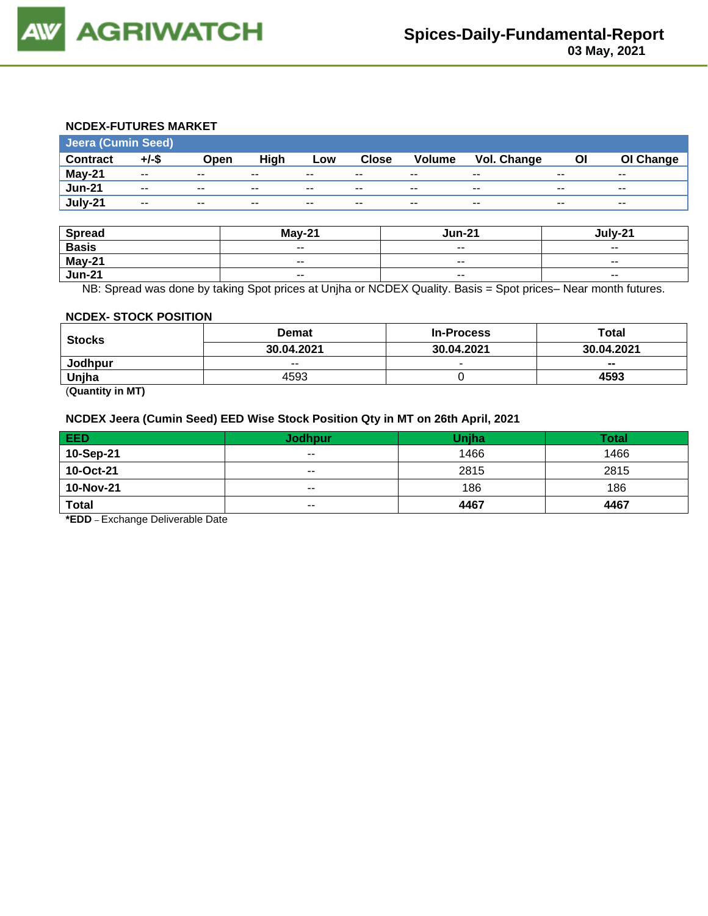# Spices-Daily-Fundamental-Report
**03 May, 2021**

### NCDEX-FUTURES MARKET

| Jeera (Cumin Seed) | | | | | | | | | |
|---|---|---|---|---|---|---|---|---|---|
| **Contract** | **+/-$** | **Open** | **High** | **Low** | **Close** | **Volume** | **Vol. Change** | **OI** | **OI Change** |
| **May-21** | -- | -- | -- | -- | -- | -- | -- | -- | -- |
| **Jun-21** | -- | -- | -- | -- | -- | -- | -- | -- | -- |
| **July-21** | -- | -- | -- | -- | -- | -- | -- | -- | -- |

| Spread | May-21 | Jun-21 | July-21 |
|---|---|---|---|
| **Basis** | -- | -- | -- |
| **May-21** | -- | -- | -- |
| **Jun-21** | -- | -- | -- |

NB: Spread was done by taking Spot prices at Unjha or NCDEX Quality. Basis = Spot prices– Near month futures.

### NCDEX- STOCK POSITION

| Stocks | Demat | In-Process | Total |
|---|---|---|---|
| | **30.04.2021** | **30.04.2021** | **30.04.2021** |
| **Jodhpur** | -- | - | **--** |
| **Unjha** | 4593 | 0 | **4593** |

(**Quantity in MT)**

### NCDEX Jeera (Cumin Seed) EED Wise Stock Position Qty in MT on 26th April, 2021

| EED | Jodhpur | Unjha | Total |
|---|---|---|---|
| **10-Sep-21** | -- | 1466 | 1466 |
| **10-Oct-21** | -- | 2815 | 2815 |
| **10-Nov-21** | -- | 186 | 186 |
| **Total** | -- | **4467** | **4467** |

***EDD** – Exchange Deliverable Date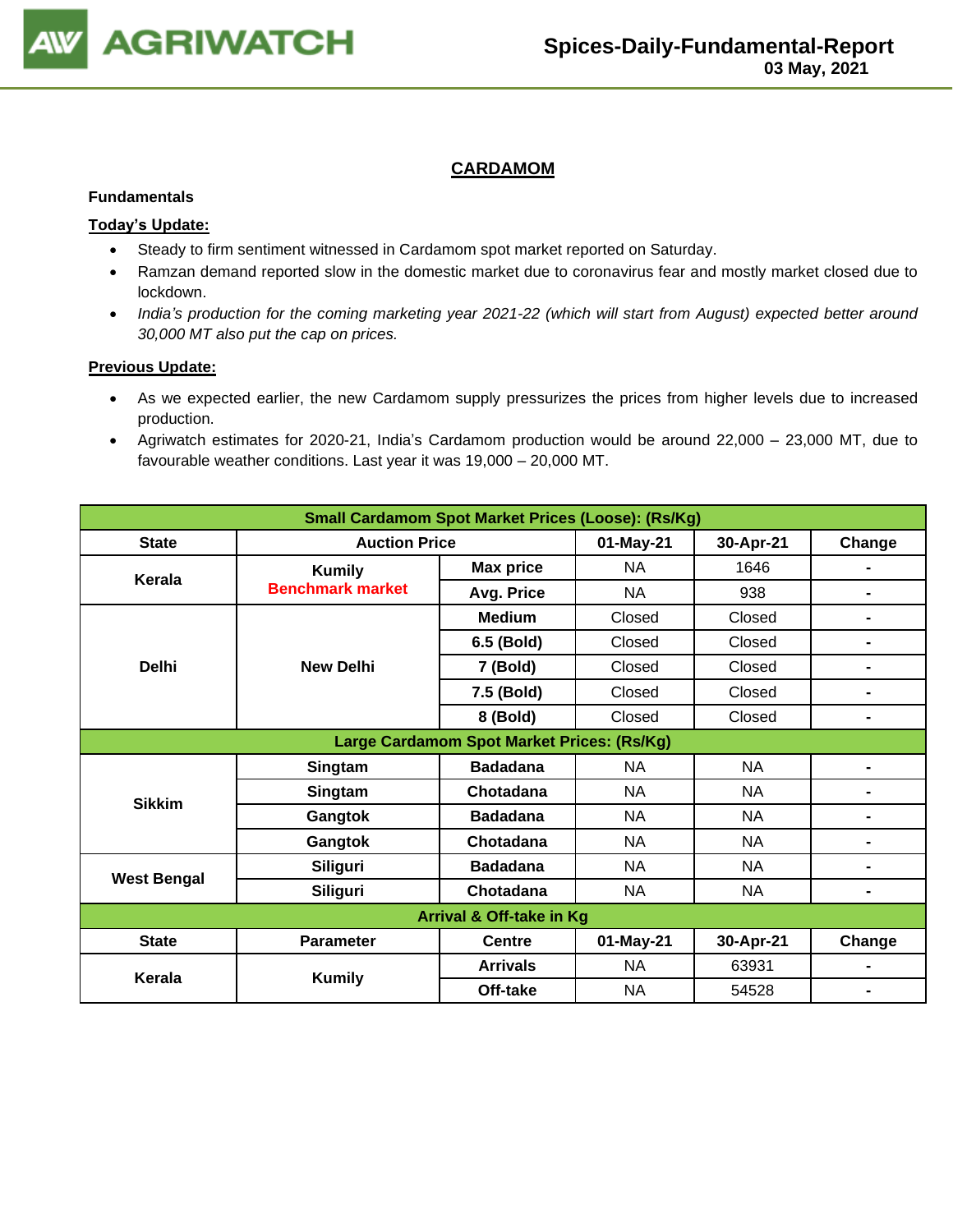## CARDAMOM

**Fundamentals**

**Today's Update:**

- Steady to firm sentiment witnessed in Cardamom spot market reported on Saturday.
- Ramzan demand reported slow in the domestic market due to coronavirus fear and mostly market closed due to lockdown.
- *India's production for the coming marketing year 2021-22 (which will start from August) expected better around 30,000 MT also put the cap on prices.*

**Previous Update:**

- As we expected earlier, the new Cardamom supply pressurizes the prices from higher levels due to increased production.
- Agriwatch estimates for 2020-21, India's Cardamom production would be around 22,000 – 23,000 MT, due to favourable weather conditions. Last year it was 19,000 – 20,000 MT.

| Small Cardamom Spot Market Prices (Loose): (Rs/Kg) | | | | | |
|---|---|---|---|---|---|
| **State** | **Auction Price** | | **01-May-21** | **30-Apr-21** | **Change** |
| **Kerala** | **Kumily** Benchmark market | **Max price** | NA | 1646 | - |
| | | **Avg. Price** | NA | 938 | - |
| **Delhi** | **New Delhi** | **Medium** | Closed | Closed | - |
| | | **6.5 (Bold)** | Closed | Closed | - |
| | | **7 (Bold)** | Closed | Closed | - |
| | | **7.5 (Bold)** | Closed | Closed | - |
| | | **8 (Bold)** | Closed | Closed | - |
| **Large Cardamom Spot Market Prices: (Rs/Kg)** | | | | | |
| **Sikkim** | **Singtam** | **Badadana** | NA | NA | - |
| | **Singtam** | **Chotadana** | NA | NA | - |
| | **Gangtok** | **Badadana** | NA | NA | - |
| | **Gangtok** | **Chotadana** | NA | NA | - |
| **West Bengal** | **Siliguri** | **Badadana** | NA | NA | - |
| | **Siliguri** | **Chotadana** | NA | NA | - |
| **Arrival & Off-take in Kg** | | | | | |
| **State** | **Parameter** | **Centre** | **01-May-21** | **30-Apr-21** | **Change** |
| **Kerala** | **Kumily** | **Arrivals** | NA | 63931 | - |
| | | **Off-take** | NA | 54528 | - |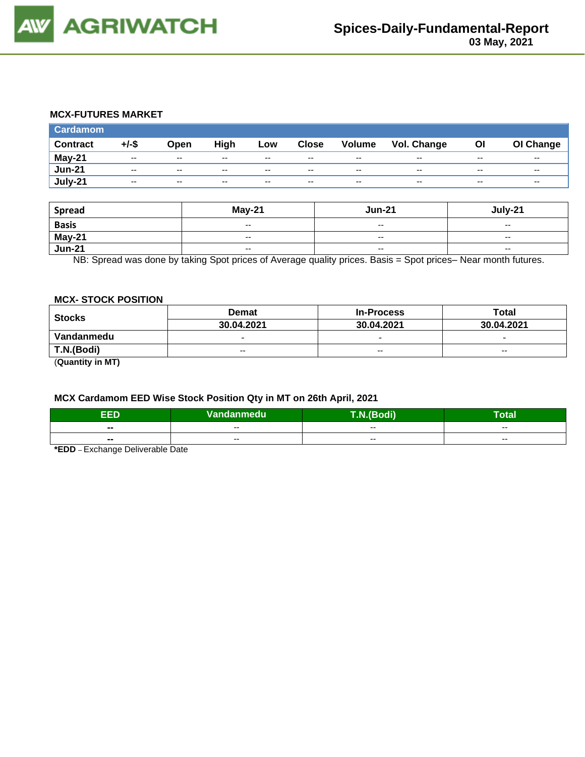### MCX-FUTURES MARKET

| Cardamom | | | | | | | | | |
|---|---|---|---|---|---|---|---|---|---|
| **Contract** | **+/-$** | **Open** | **High** | **Low** | **Close** | **Volume** | **Vol. Change** | **OI** | **OI Change** |
| **May-21** | -- | -- | -- | -- | -- | -- | -- | -- | -- |
| **Jun-21** | -- | -- | -- | -- | -- | -- | -- | -- | -- |
| **July-21** | -- | -- | -- | -- | -- | -- | -- | -- | -- |

| Spread | May-21 | Jun-21 | July-21 |
|---|---|---|---|
| **Basis** | -- | -- | -- |
| **May-21** | -- | -- | -- |
| **Jun-21** | -- | -- | -- |

NB: Spread was done by taking Spot prices of Average quality prices. Basis = Spot prices– Near month futures.

### MCX- STOCK POSITION

| Stocks | Demat | In-Process | Total |
|---|---|---|---|
| | **30.04.2021** | **30.04.2021** | **30.04.2021** |
| **Vandanmedu** | - | - | - |
| **T.N.(Bodi)** | -- | -- | -- |

(**Quantity in MT)**

### MCX Cardamom EED Wise Stock Position Qty in MT on 26th April, 2021

| EED | Vandanmedu | T.N.(Bodi) | Total |
|---|---|---|---|
| **--** | -- | -- | -- |
| **--** | -- | -- | -- |

***EDD** – Exchange Deliverable Date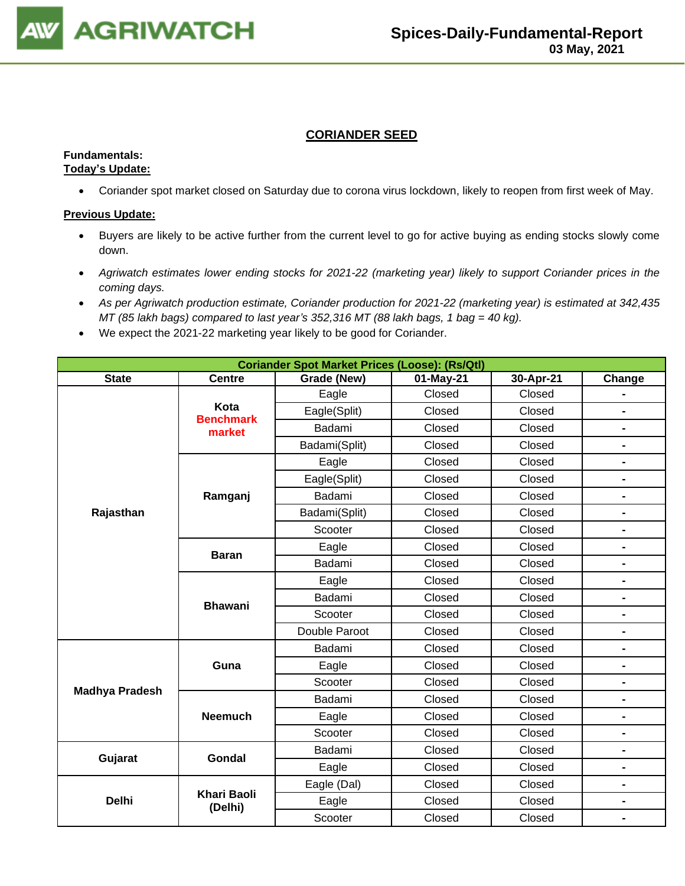## CORIANDER SEED

**Fundamentals:**

**Today's Update:**

- Coriander spot market closed on Saturday due to corona virus lockdown, likely to reopen from first week of May.

**Previous Update:**

- Buyers are likely to be active further from the current level to go for active buying as ending stocks slowly come down.
- *Agriwatch estimates lower ending stocks for 2021-22 (marketing year) likely to support Coriander prices in the coming days.*
- *As per Agriwatch production estimate, Coriander production for 2021-22 (marketing year) is estimated at 342,435 MT (85 lakh bags) compared to last year's 352,316 MT (88 lakh bags, 1 bag = 40 kg).*
- We expect the 2021-22 marketing year likely to be good for Coriander.

| Coriander Spot Market Prices (Loose): (Rs/Qtl) | | | | | |
|---|---|---|---|---|---|
| **State** | **Centre** | **Grade (New)** | **01-May-21** | **30-Apr-21** | **Change** |
| **Rajasthan** | **Kota Benchmark market** | Eagle | Closed | Closed | - |
| | | Eagle(Split) | Closed | Closed | - |
| | | Badami | Closed | Closed | - |
| | | Badami(Split) | Closed | Closed | - |
| | **Ramganj** | Eagle | Closed | Closed | - |
| | | Eagle(Split) | Closed | Closed | - |
| | | Badami | Closed | Closed | - |
| | | Badami(Split) | Closed | Closed | - |
| | | Scooter | Closed | Closed | - |
| | **Baran** | Eagle | Closed | Closed | - |
| | | Badami | Closed | Closed | - |
| | **Bhawani** | Eagle | Closed | Closed | - |
| | | Badami | Closed | Closed | - |
| | | Scooter | Closed | Closed | - |
| | | Double Paroot | Closed | Closed | - |
| **Madhya Pradesh** | **Guna** | Badami | Closed | Closed | - |
| | | Eagle | Closed | Closed | - |
| | | Scooter | Closed | Closed | - |
| | **Neemuch** | Badami | Closed | Closed | - |
| | | Eagle | Closed | Closed | - |
| | | Scooter | Closed | Closed | - |
| **Gujarat** | **Gondal** | Badami | Closed | Closed | - |
| | | Eagle | Closed | Closed | - |
| **Delhi** | **Khari Baoli (Delhi)** | Eagle (Dal) | Closed | Closed | - |
| | | Eagle | Closed | Closed | - |
| | | Scooter | Closed | Closed | - |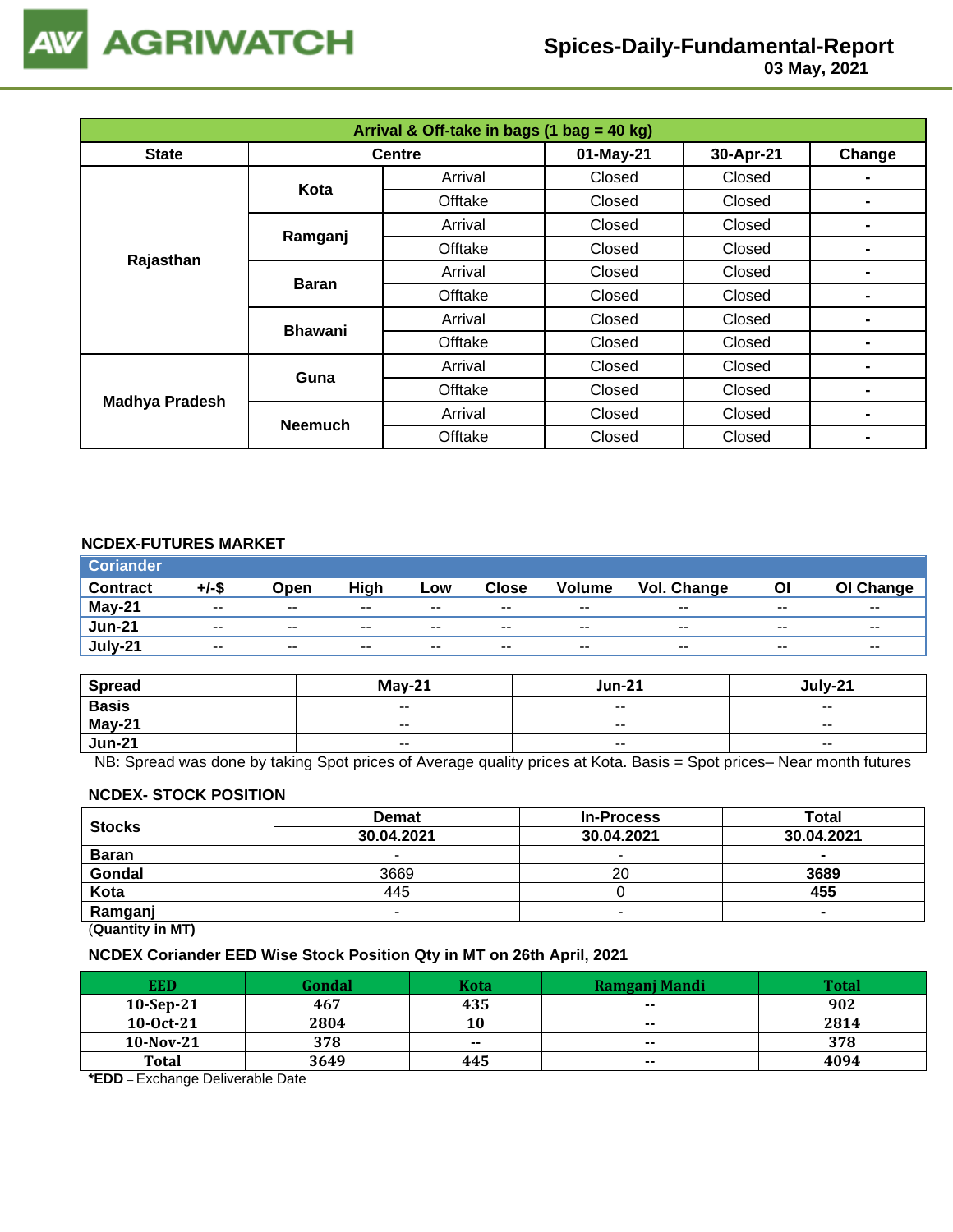| Arrival & Off-take in bags (1 bag = 40 kg) | | | | | |
|---|---|---|---|---|---|
| State | Centre | | 01-May-21 | 30-Apr-21 | Change |
| Rajasthan | Kota | Arrival | Closed | Closed | - |
| | | Offtake | Closed | Closed | - |
| | Ramganj | Arrival | Closed | Closed | - |
| | | Offtake | Closed | Closed | - |
| | Baran | Arrival | Closed | Closed | - |
| | | Offtake | Closed | Closed | - |
| | Bhawani | Arrival | Closed | Closed | - |
| | | Offtake | Closed | Closed | - |
| Madhya Pradesh | Guna | Arrival | Closed | Closed | - |
| | | Offtake | Closed | Closed | - |
| | Neemuch | Arrival | Closed | Closed | - |
| | | Offtake | Closed | Closed | - |

### NCDEX-FUTURES MARKET

| Coriander | | | | | | | | | |
|---|---|---|---|---|---|---|---|---|---|
| Contract | +/-$ | Open | High | Low | Close | Volume | Vol. Change | OI | OI Change |
| May-21 | -- | -- | -- | -- | -- | -- | -- | -- | -- |
| Jun-21 | -- | -- | -- | -- | -- | -- | -- | -- | -- |
| July-21 | -- | -- | -- | -- | -- | -- | -- | -- | -- |

| Spread | May-21 | Jun-21 | July-21 |
|---|---|---|---|
| Basis | -- | -- | -- |
| May-21 | -- | -- | -- |
| Jun-21 | -- | -- | -- |

NB: Spread was done by taking Spot prices of Average quality prices at Kota. Basis = Spot prices– Near month futures

### NCDEX- STOCK POSITION

| Stocks | Demat | In-Process | Total |
|---|---|---|---|
| | 30.04.2021 | 30.04.2021 | 30.04.2021 |
| Baran | - | - | - |
| Gondal | 3669 | 20 | **3689** |
| Kota | 445 | 0 | **455** |
| Ramganj | - | - | - |

(**Quantity in MT)**

### NCDEX Coriander EED Wise Stock Position Qty in MT on 26th April, 2021

| EED | Gondal | Kota | Ramganj Mandi | Total |
|---|---|---|---|---|
| 10-Sep-21 | 467 | 435 | -- | 902 |
| 10-Oct-21 | 2804 | 10 | -- | 2814 |
| 10-Nov-21 | 378 | -- | -- | 378 |
| Total | 3649 | 445 | -- | 4094 |

***EDD** – Exchange Deliverable Date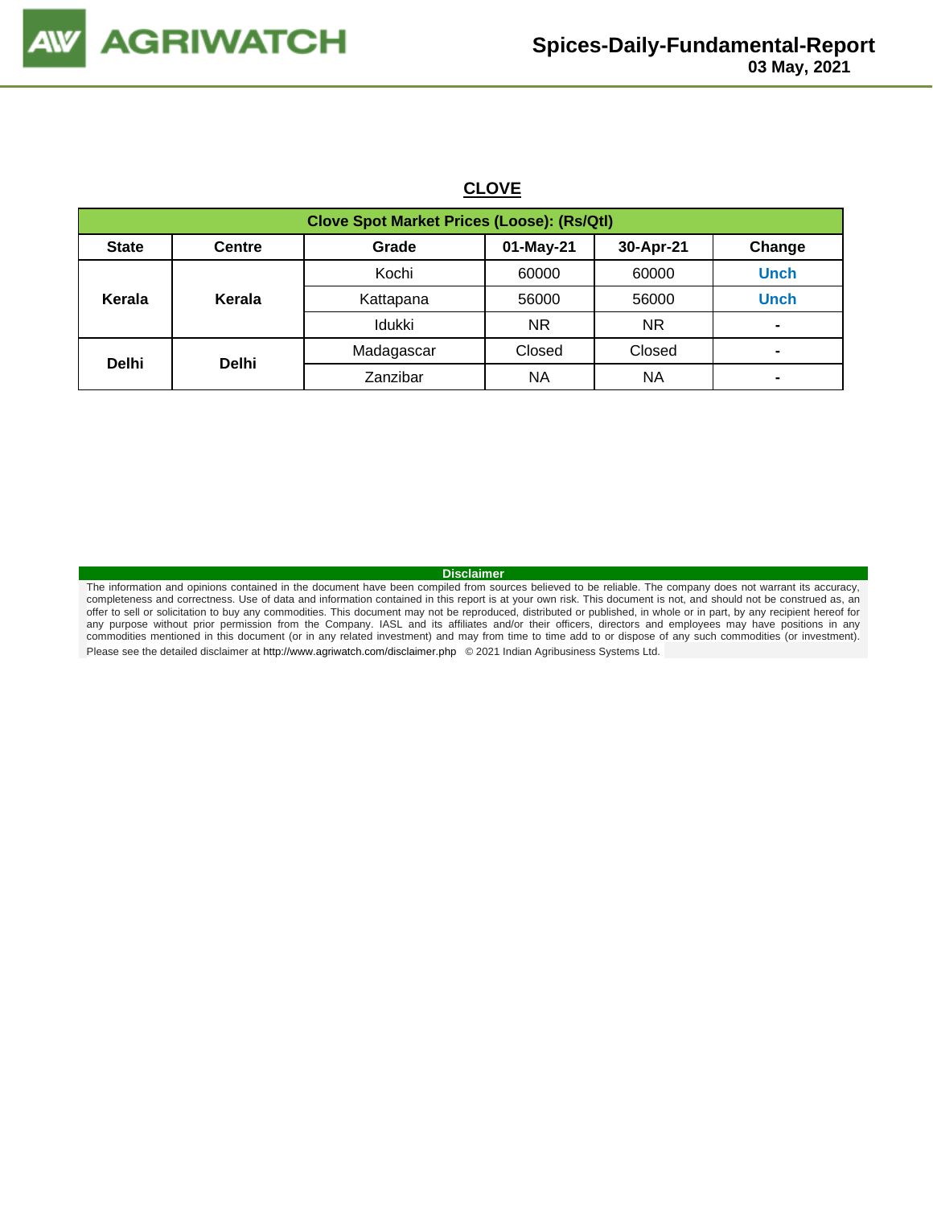## CLOVE

| Clove Spot Market Prices (Loose): (Rs/Qtl) | | | | | |
|---|---|---|---|---|---|
| **State** | **Centre** | **Grade** | **01-May-21** | **30-Apr-21** | **Change** |
| **Kerala** | **Kerala** | Kochi | 60000 | 60000 | **Unch** |
| | | Kattapana | 56000 | 56000 | **Unch** |
| | | Idukki | NR | NR | **-** |
| **Delhi** | **Delhi** | Madagascar | Closed | Closed | **-** |
| | | Zanzibar | NA | NA | **-** |

**Disclaimer**

The information and opinions contained in the document have been compiled from sources believed to be reliable. The company does not warrant its accuracy, completeness and correctness. Use of data and information contained in this report is at your own risk. This document is not, and should not be construed as, an offer to sell or solicitation to buy any commodities. This document may not be reproduced, distributed or published, in whole or in part, by any recipient hereof for any purpose without prior permission from the Company. IASL and its affiliates and/or their officers, directors and employees may have positions in any commodities mentioned in this document (or in any related investment) and may from time to time add to or dispose of any such commodities (or investment). Please see the detailed disclaimer at http://www.agriwatch.com/disclaimer.php © 2021 Indian Agribusiness Systems Ltd.